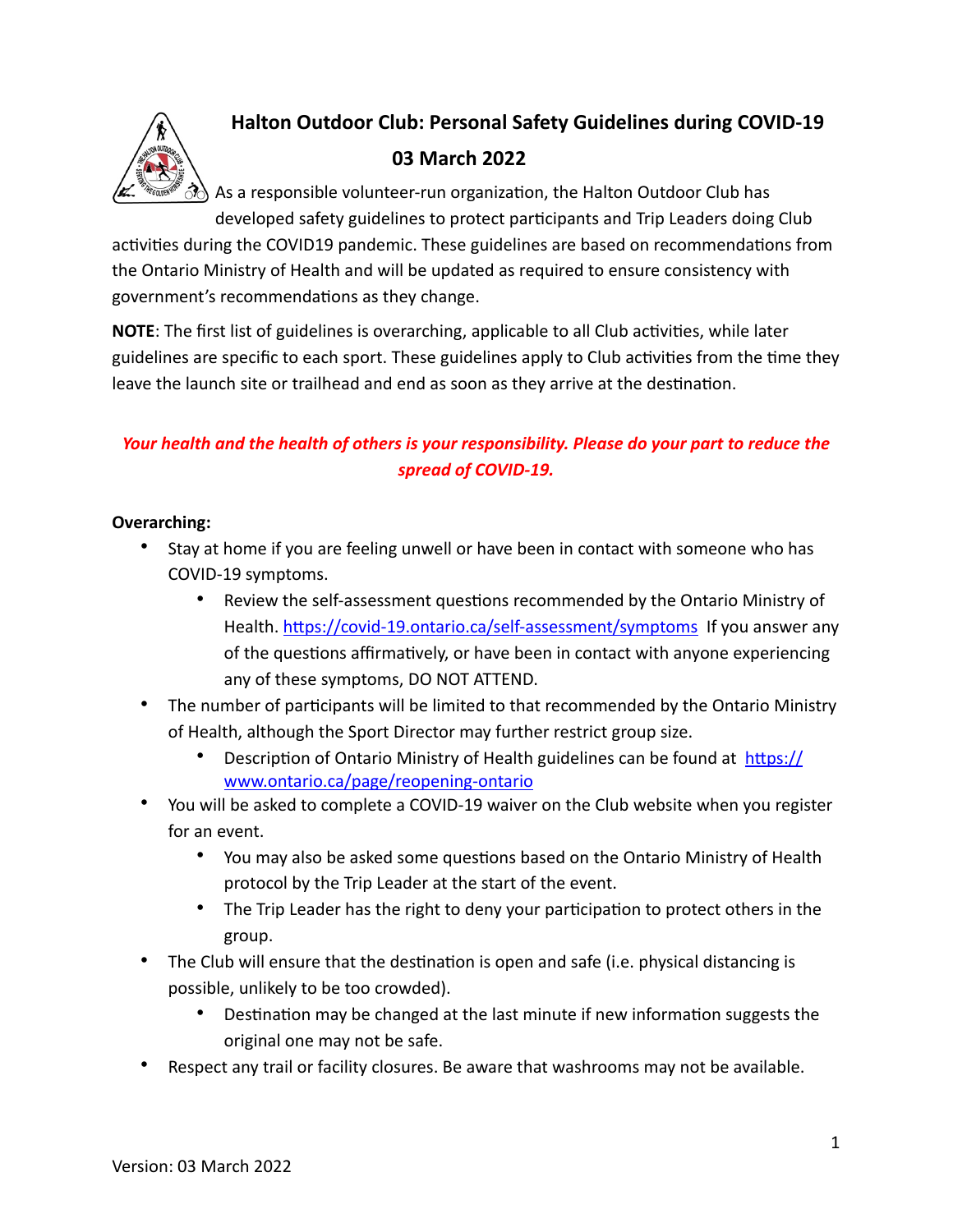# Halton Outdoor Club: Personal Safety Guidelines during COVID-19

## 03 March 2022

As a responsible volunteer-run organization, the Halton Outdoor Club has developed safety guidelines to protect participants and Trip Leaders doing Club activities during the COVID19 pandemic. These guidelines are based on recommendations from the Ontario Ministry of Health and will be updated as required to ensure consistency with government's recommendations as they change.

**NOTE**: The first list of guidelines is overarching, applicable to all Club activities, while later guidelines are specific to each sport. These guidelines apply to Club activities from the time they leave the launch site or trailhead and end as soon as they arrive at the destination.

***Your health and the health of others is your responsibility. Please do your part to reduce the spread of COVID-19.***

**Overarching:**

- Stay at home if you are feeling unwell or have been in contact with someone who has COVID-19 symptoms.
  - Review the self-assessment questions recommended by the Ontario Ministry of Health. https://covid-19.ontario.ca/self-assessment/symptoms If you answer any of the questions affirmatively, or have been in contact with anyone experiencing any of these symptoms, DO NOT ATTEND.
- The number of participants will be limited to that recommended by the Ontario Ministry of Health, although the Sport Director may further restrict group size.
  - Description of Ontario Ministry of Health guidelines can be found at https://www.ontario.ca/page/reopening-ontario
- You will be asked to complete a COVID-19 waiver on the Club website when you register for an event.
  - You may also be asked some questions based on the Ontario Ministry of Health protocol by the Trip Leader at the start of the event.
  - The Trip Leader has the right to deny your participation to protect others in the group.
- The Club will ensure that the destination is open and safe (i.e. physical distancing is possible, unlikely to be too crowded).
  - Destination may be changed at the last minute if new information suggests the original one may not be safe.
- Respect any trail or facility closures. Be aware that washrooms may not be available.

Version: 03 March 2022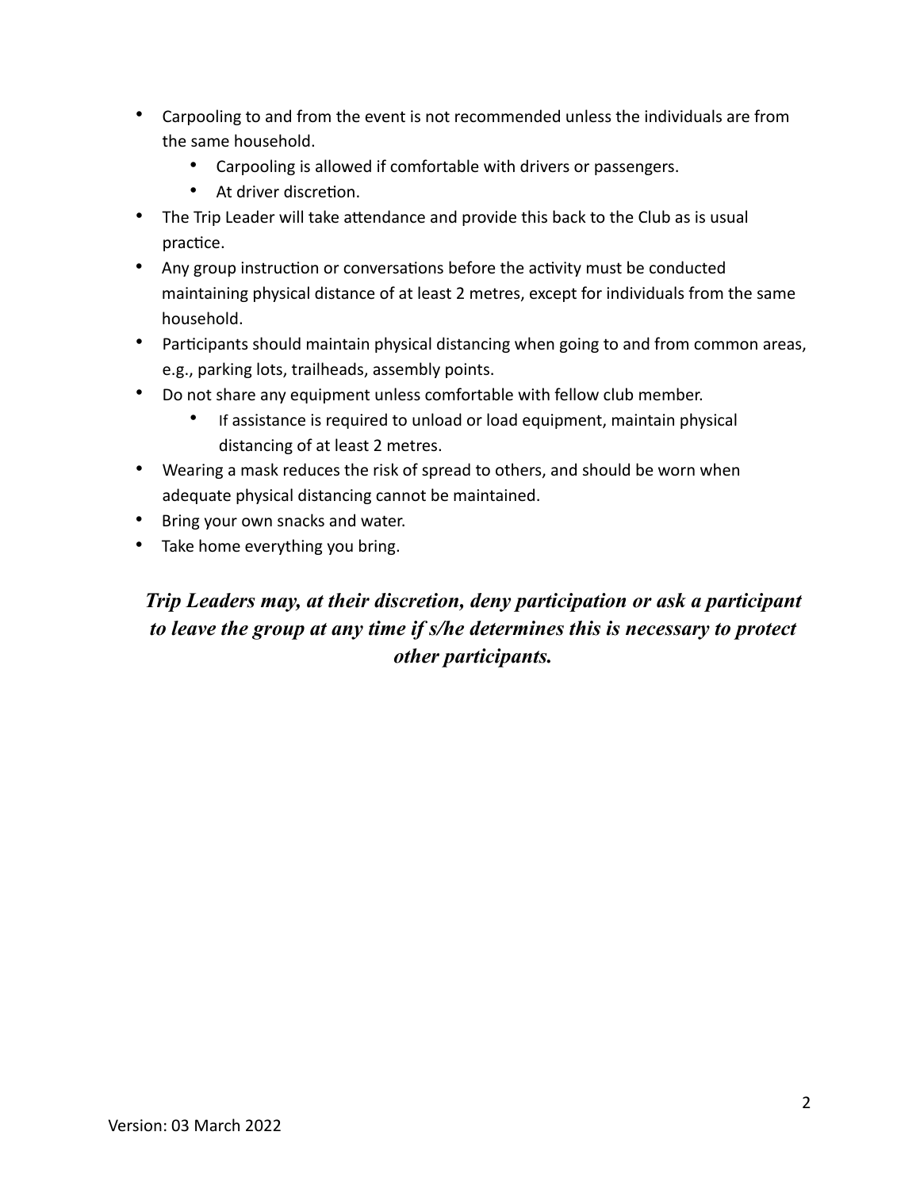- Carpooling to and from the event is not recommended unless the individuals are from the same household.
    - Carpooling is allowed if comfortable with drivers or passengers.
    - At driver discretion.
- The Trip Leader will take attendance and provide this back to the Club as is usual practice.
- Any group instruction or conversations before the activity must be conducted maintaining physical distance of at least 2 metres, except for individuals from the same household.
- Participants should maintain physical distancing when going to and from common areas, e.g., parking lots, trailheads, assembly points.
- Do not share any equipment unless comfortable with fellow club member.
    - If assistance is required to unload or load equipment, maintain physical distancing of at least 2 metres.
- Wearing a mask reduces the risk of spread to others, and should be worn when adequate physical distancing cannot be maintained.
- Bring your own snacks and water.
- Take home everything you bring.

***Trip Leaders may, at their discretion, deny participation or ask a participant to leave the group at any time if s/he determines this is necessary to protect other participants.***

Version: 03 March 2022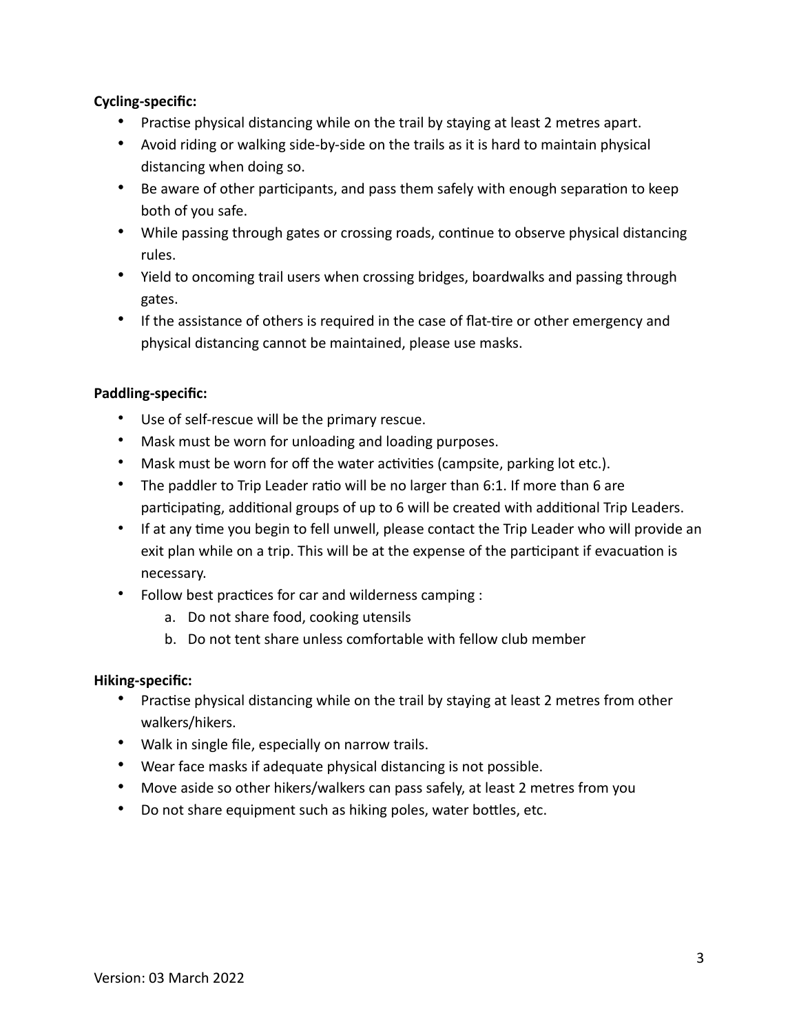**Cycling-specific:**

- Practise physical distancing while on the trail by staying at least 2 metres apart.
- Avoid riding or walking side-by-side on the trails as it is hard to maintain physical distancing when doing so.
- Be aware of other participants, and pass them safely with enough separation to keep both of you safe.
- While passing through gates or crossing roads, continue to observe physical distancing rules.
- Yield to oncoming trail users when crossing bridges, boardwalks and passing through gates.
- If the assistance of others is required in the case of flat-tire or other emergency and physical distancing cannot be maintained, please use masks.

**Paddling-specific:**

- Use of self-rescue will be the primary rescue.
- Mask must be worn for unloading and loading purposes.
- Mask must be worn for off the water activities (campsite, parking lot etc.).
- The paddler to Trip Leader ratio will be no larger than 6:1. If more than 6 are participating, additional groups of up to 6 will be created with additional Trip Leaders.
- If at any time you begin to fell unwell, please contact the Trip Leader who will provide an exit plan while on a trip. This will be at the expense of the participant if evacuation is necessary.
- Follow best practices for car and wilderness camping :
    a. Do not share food, cooking utensils
    b. Do not tent share unless comfortable with fellow club member

**Hiking-specific:**

- Practise physical distancing while on the trail by staying at least 2 metres from other walkers/hikers.
- Walk in single file, especially on narrow trails.
- Wear face masks if adequate physical distancing is not possible.
- Move aside so other hikers/walkers can pass safely, at least 2 metres from you
- Do not share equipment such as hiking poles, water bottles, etc.

Version: 03 March 2022